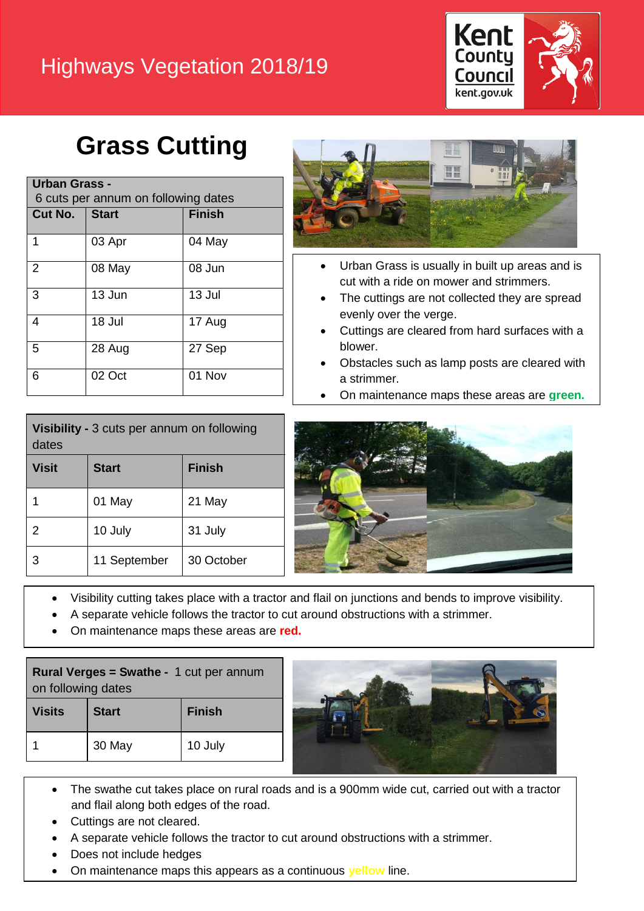# Highways Vegetation 2018/19

Kent County Council
kent.gov.uk

## Grass Cutting

**Urban Grass -** 6 cuts per annum on following dates

| Cut No. | Start | Finish |
|---|---|---|
| 1 | 03 Apr | 04 May |
| 2 | 08 May | 08 Jun |
| 3 | 13 Jun | 13 Jul |
| 4 | 18 Jul | 17 Aug |
| 5 | 28 Aug | 27 Sep |
| 6 | 02 Oct | 01 Nov |

- Urban Grass is usually in built up areas and is cut with a ride on mower and strimmers.
- The cuttings are not collected they are spread evenly over the verge.
- Cuttings are cleared from hard surfaces with a blower.
- Obstacles such as lamp posts are cleared with a strimmer.
- On maintenance maps these areas are **green.**

**Visibility -** 3 cuts per annum on following dates

| Visit | Start | Finish |
|---|---|---|
| 1 | 01 May | 21 May |
| 2 | 10 July | 31 July |
| 3 | 11 September | 30 October |

- Visibility cutting takes place with a tractor and flail on junctions and bends to improve visibility.
- A separate vehicle follows the tractor to cut around obstructions with a strimmer.
- On maintenance maps these areas are **red.**

**Rural Verges = Swathe -** 1 cut per annum on following dates

| Visits | Start | Finish |
|---|---|---|
| 1 | 30 May | 10 July |

- The swathe cut takes place on rural roads and is a 900mm wide cut, carried out with a tractor and flail along both edges of the road.
- Cuttings are not cleared.
- A separate vehicle follows the tractor to cut around obstructions with a strimmer.
- Does not include hedges
- On maintenance maps this appears as a continuous yellow line.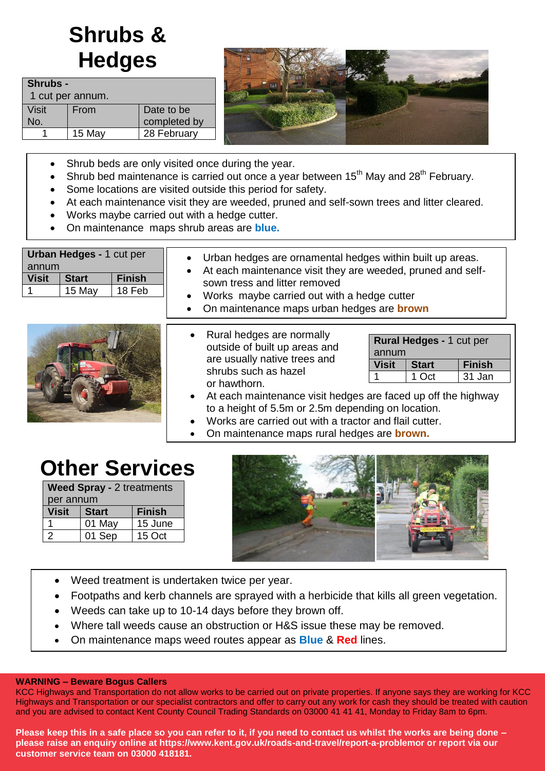# Shrubs & Hedges

| Shrubs - 1 cut per annum. | | |
|---|---|---|
| Visit No. | From | Date to be completed by |
| 1 | 15 May | 28 February |

- Shrub beds are only visited once during the year.
- Shrub bed maintenance is carried out once a year between 15th May and 28th February.
- Some locations are visited outside this period for safety.
- At each maintenance visit they are weeded, pruned and self-sown trees and litter cleared.
- Works maybe carried out with a hedge cutter.
- On maintenance maps shrub areas are **blue.**

| Urban Hedges - 1 cut per annum | | |
|---|---|---|
| **Visit** | **Start** | **Finish** |
| 1 | 15 May | 18 Feb |

- Urban hedges are ornamental hedges within built up areas.
- At each maintenance visit they are weeded, pruned and self-sown tress and litter removed
- Works maybe carried out with a hedge cutter
- On maintenance maps urban hedges are **brown**

| Rural Hedges - 1 cut per annum | | |
|---|---|---|
| **Visit** | **Start** | **Finish** |
| 1 | 1 Oct | 31 Jan |

- Rural hedges are normally outside of built up areas and are usually native trees and shrubs such as hazel or hawthorn.
- At each maintenance visit hedges are faced up off the highway to a height of 5.5m or 2.5m depending on location.
- Works are carried out with a tractor and flail cutter.
- On maintenance maps rural hedges are **brown.**

# Other Services

| Weed Spray - 2 treatments per annum | | |
|---|---|---|
| **Visit** | **Start** | **Finish** |
| 1 | 01 May | 15 June |
| 2 | 01 Sep | 15 Oct |

- Weed treatment is undertaken twice per year.
- Footpaths and kerb channels are sprayed with a herbicide that kills all green vegetation.
- Weeds can take up to 10-14 days before they brown off.
- Where tall weeds cause an obstruction or H&S issue these may be removed.
- On maintenance maps weed routes appear as **Blue** & **Red** lines.

**WARNING – Beware Bogus Callers**

KCC Highways and Transportation do not allow works to be carried out on private properties. If anyone says they are working for KCC Highways and Transportation or our specialist contractors and offer to carry out any work for cash they should be treated with caution and you are advised to contact Kent County Council Trading Standards on 03000 41 41 41, Monday to Friday 8am to 6pm.

**Please keep this in a safe place so you can refer to it, if you need to contact us whilst the works are being done – please raise an enquiry online at https://www.kent.gov.uk/roads-and-travel/report-a-problemor report via our customer service team on 03000 418181.**